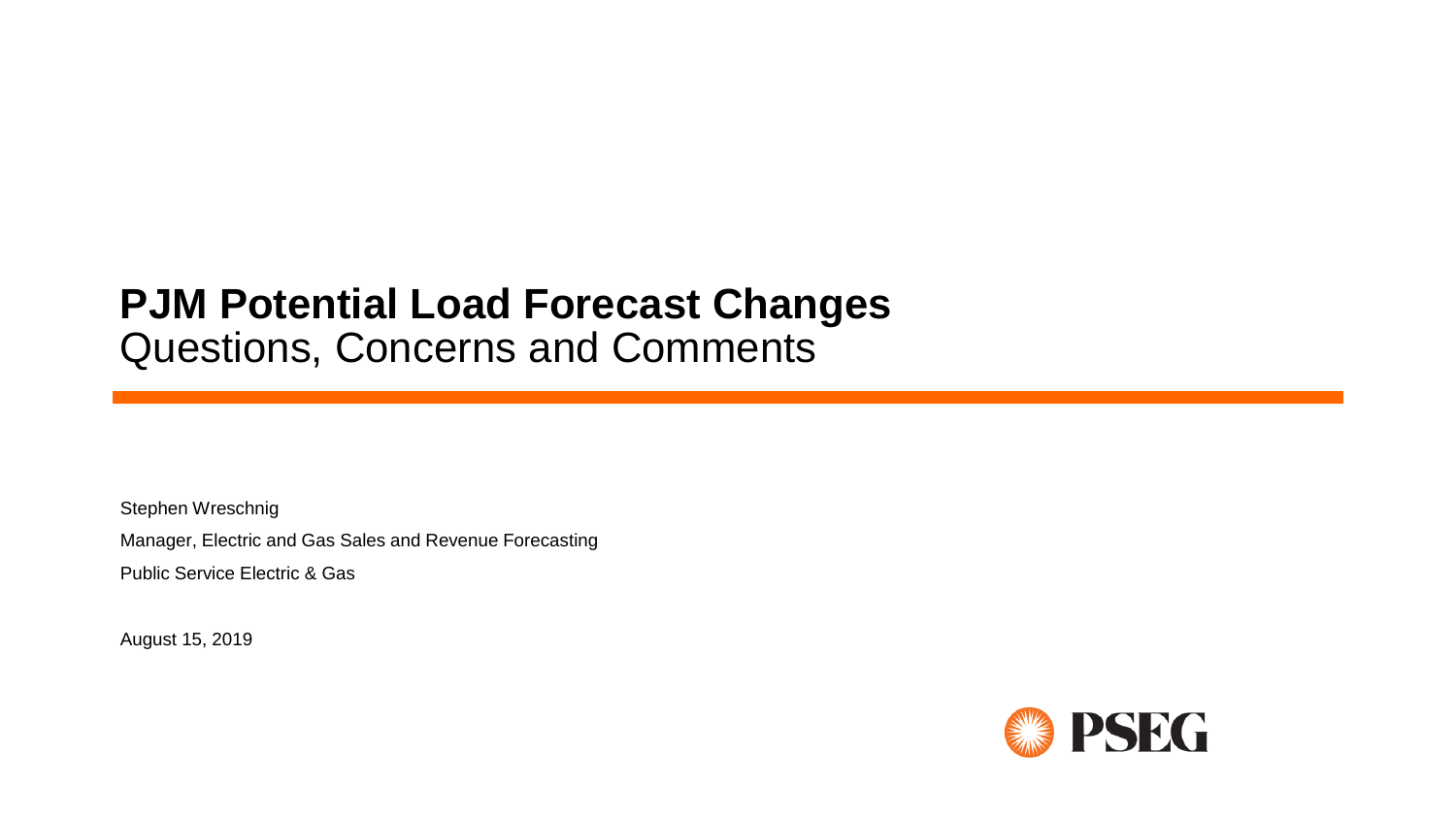# PJM Potential Load Forecast Changes

Questions, Concerns and Comments

Stephen Wreschnig

Manager, Electric and Gas Sales and Revenue Forecasting

Public Service Electric & Gas

August 15, 2019

PSEG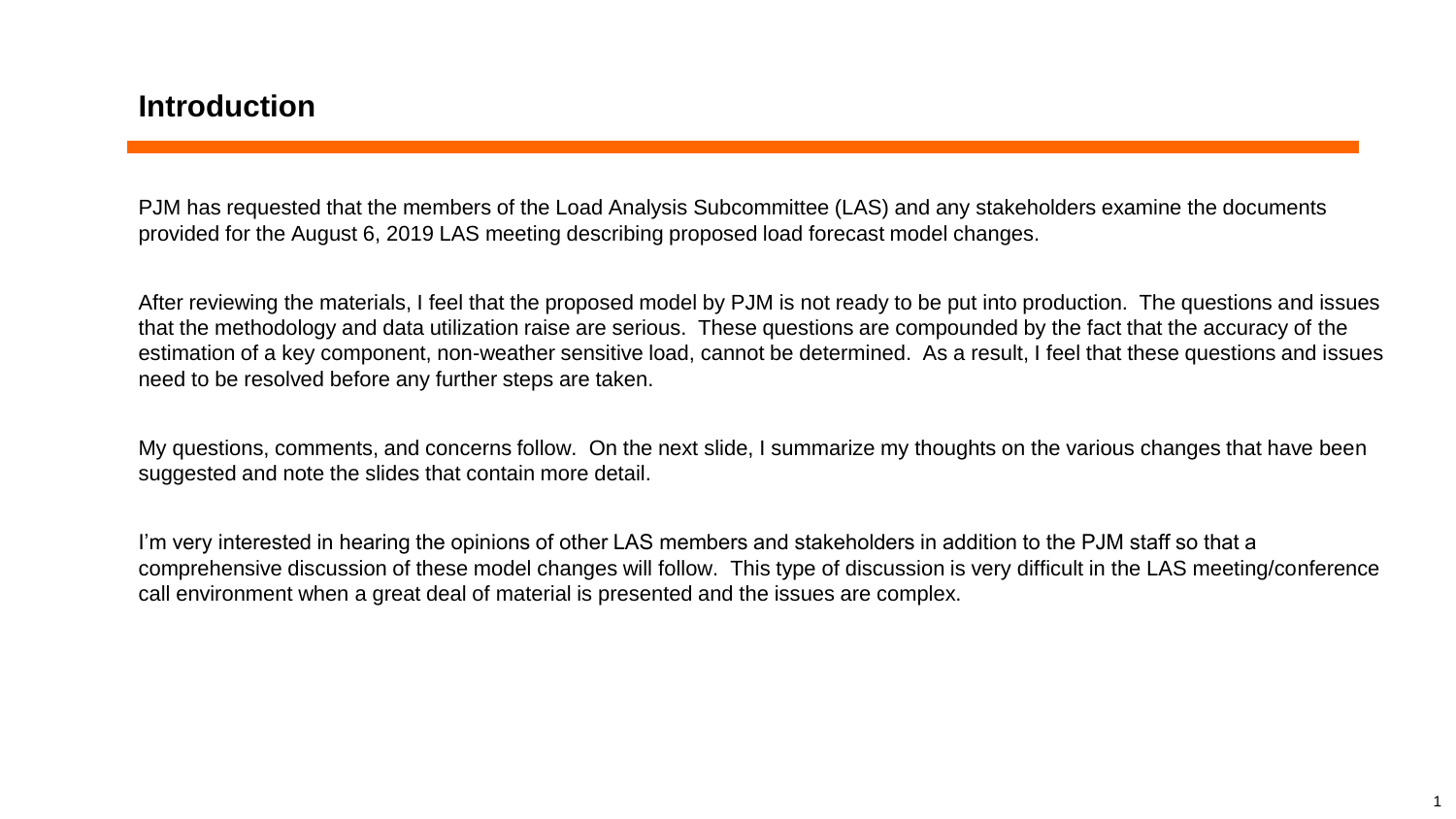## Introduction

PJM has requested that the members of the Load Analysis Subcommittee (LAS) and any stakeholders examine the documents provided for the August 6, 2019 LAS meeting describing proposed load forecast model changes.

After reviewing the materials, I feel that the proposed model by PJM is not ready to be put into production. The questions and issues that the methodology and data utilization raise are serious. These questions are compounded by the fact that the accuracy of the estimation of a key component, non-weather sensitive load, cannot be determined. As a result, I feel that these questions and issues need to be resolved before any further steps are taken.

My questions, comments, and concerns follow. On the next slide, I summarize my thoughts on the various changes that have been suggested and note the slides that contain more detail.

I'm very interested in hearing the opinions of other LAS members and stakeholders in addition to the PJM staff so that a comprehensive discussion of these model changes will follow. This type of discussion is very difficult in the LAS meeting/conference call environment when a great deal of material is presented and the issues are complex.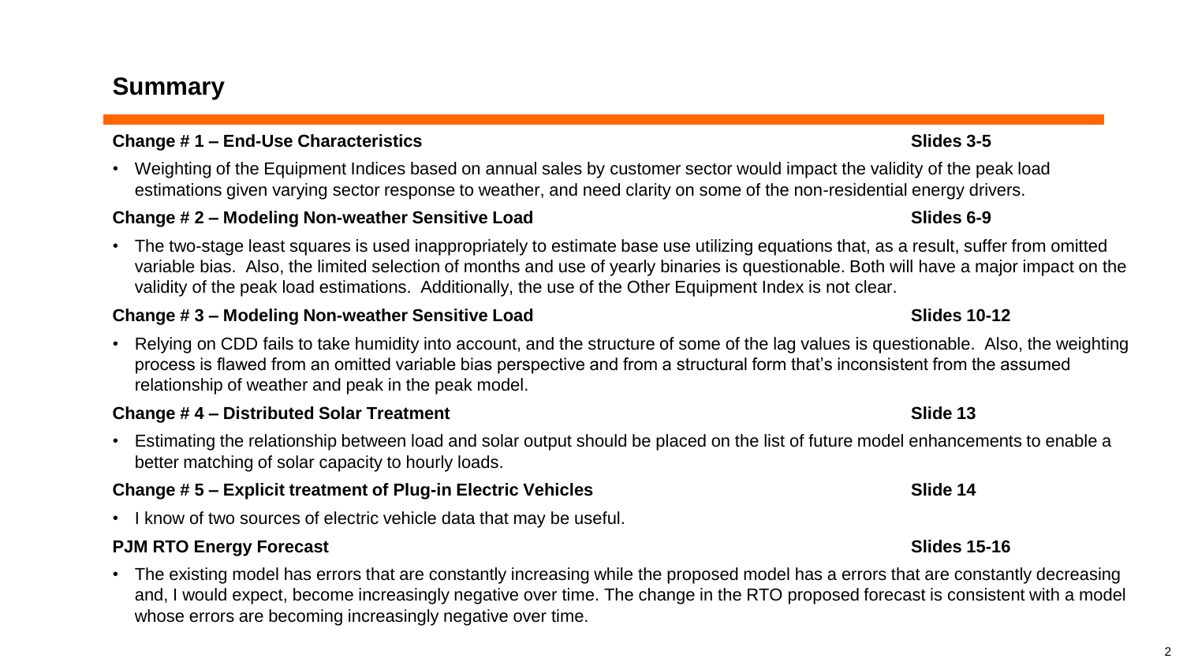## Summary

**Change # 1 – End-Use Characteristics** **Slides 3-5**

- Weighting of the Equipment Indices based on annual sales by customer sector would impact the validity of the peak load estimations given varying sector response to weather, and need clarity on some of the non-residential energy drivers.

**Change # 2 – Modeling Non-weather Sensitive Load** **Slides 6-9**

- The two-stage least squares is used inappropriately to estimate base use utilizing equations that, as a result, suffer from omitted variable bias. Also, the limited selection of months and use of yearly binaries is questionable. Both will have a major impact on the validity of the peak load estimations. Additionally, the use of the Other Equipment Index is not clear.

**Change # 3 – Modeling Non-weather Sensitive Load** **Slides 10-12**

- Relying on CDD fails to take humidity into account, and the structure of some of the lag values is questionable. Also, the weighting process is flawed from an omitted variable bias perspective and from a structural form that's inconsistent from the assumed relationship of weather and peak in the peak model.

**Change # 4 – Distributed Solar Treatment** **Slide 13**

- Estimating the relationship between load and solar output should be placed on the list of future model enhancements to enable a better matching of solar capacity to hourly loads.

**Change # 5 – Explicit treatment of Plug-in Electric Vehicles** **Slide 14**

- I know of two sources of electric vehicle data that may be useful.

**PJM RTO Energy Forecast** **Slides 15-16**

- The existing model has errors that are constantly increasing while the proposed model has a errors that are constantly decreasing and, I would expect, become increasingly negative over time. The change in the RTO proposed forecast is consistent with a model whose errors are becoming increasingly negative over time.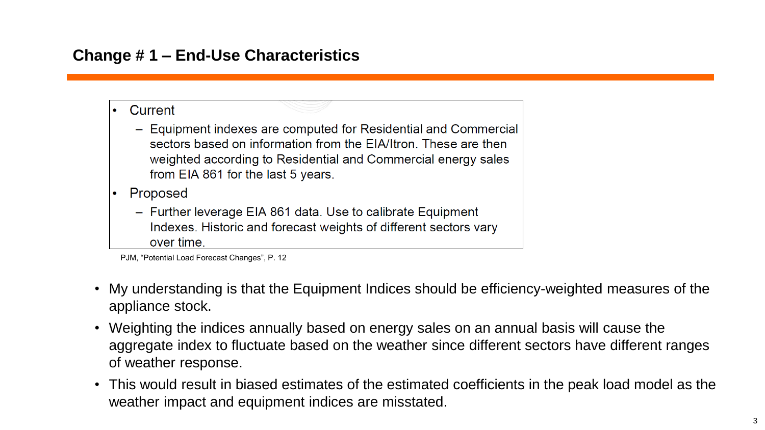## Change # 1 – End-Use Characteristics

- Current
  - Equipment indexes are computed for Residential and Commercial sectors based on information from the EIA/Itron. These are then weighted according to Residential and Commercial energy sales from EIA 861 for the last 5 years.
- Proposed
  - Further leverage EIA 861 data. Use to calibrate Equipment Indexes. Historic and forecast weights of different sectors vary over time.

PJM, "Potential Load Forecast Changes", P. 12

- My understanding is that the Equipment Indices should be efficiency-weighted measures of the appliance stock.
- Weighting the indices annually based on energy sales on an annual basis will cause the aggregate index to fluctuate based on the weather since different sectors have different ranges of weather response.
- This would result in biased estimates of the estimated coefficients in the peak load model as the weather impact and equipment indices are misstated.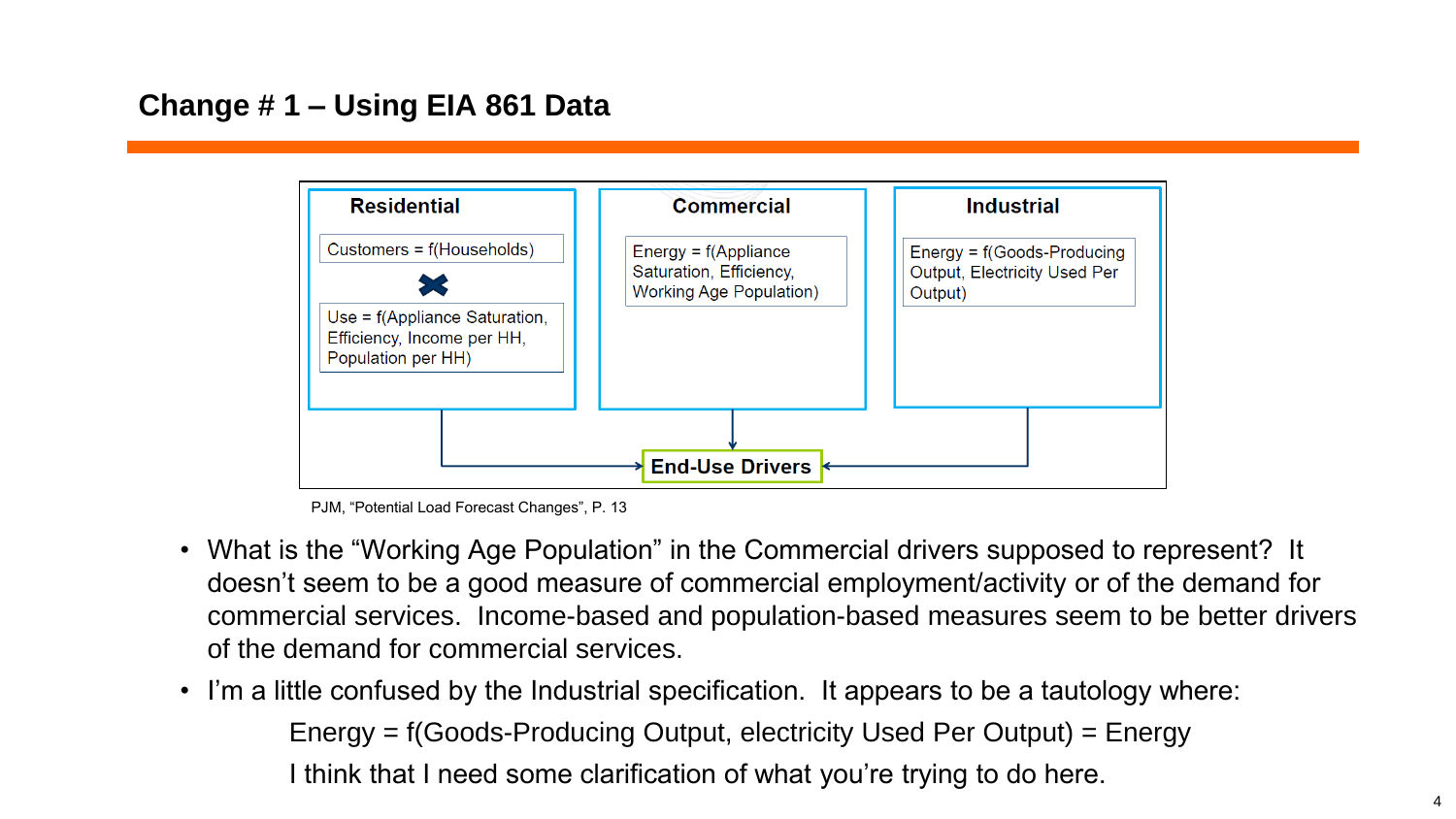## Change # 1 – Using EIA 861 Data

**Residential**

Customers = f(Households)

✖

Use = f(Appliance Saturation, Efficiency, Income per HH, Population per HH)

**Commercial**

Energy = f(Appliance Saturation, Efficiency, Working Age Population)

**Industrial**

Energy = f(Goods-Producing Output, Electricity Used Per Output)

**End-Use Drivers**

PJM, “Potential Load Forecast Changes”, P. 13

- What is the “Working Age Population” in the Commercial drivers supposed to represent? It doesn’t seem to be a good measure of commercial employment/activity or of the demand for commercial services. Income-based and population-based measures seem to be better drivers of the demand for commercial services.
- I’m a little confused by the Industrial specification. It appears to be a tautology where:

  Energy = f(Goods-Producing Output, electricity Used Per Output) = Energy

  I think that I need some clarification of what you’re trying to do here.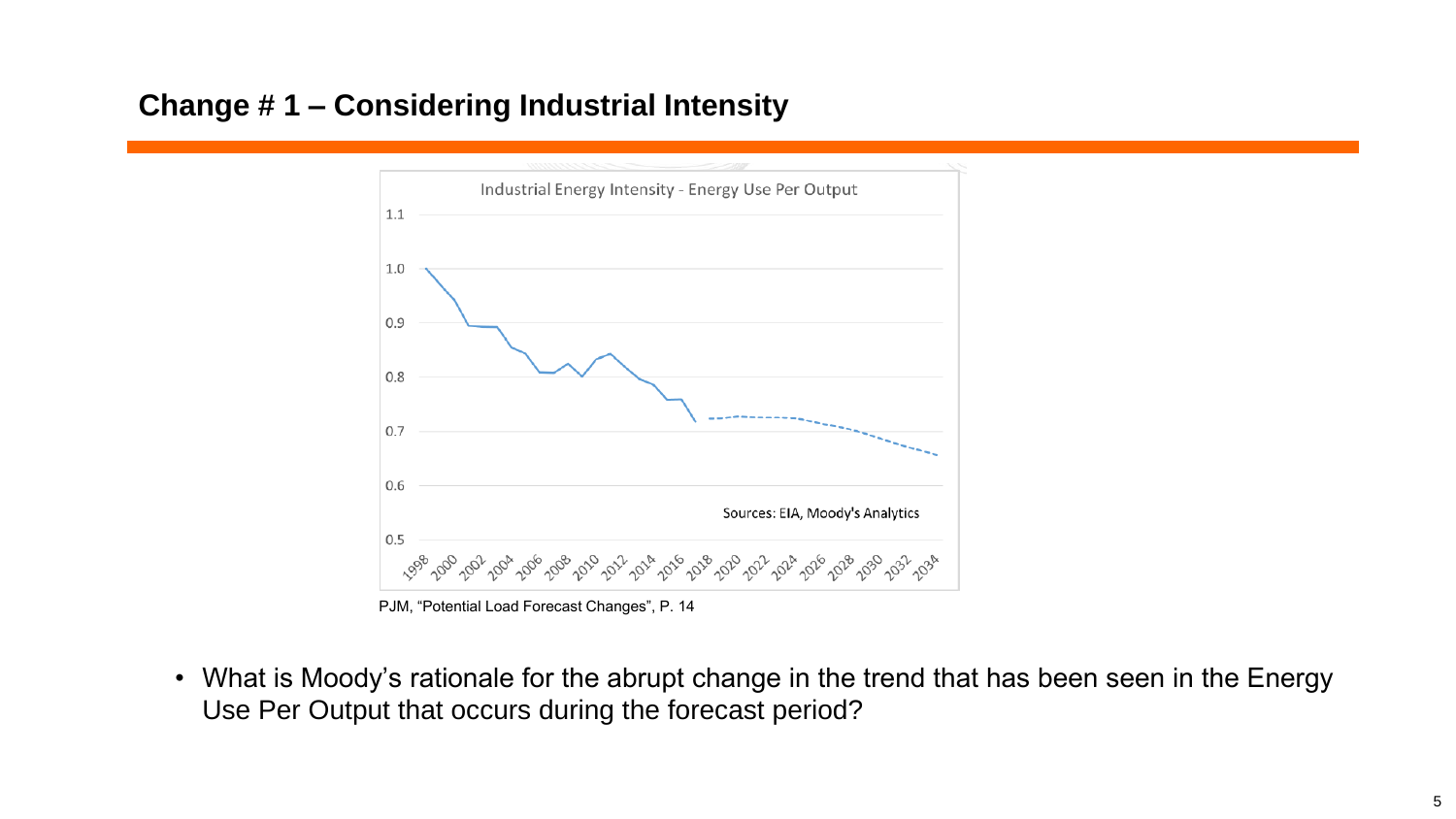## Change # 1 – Considering Industrial Intensity

PJM, "Potential Load Forecast Changes", P. 14

- What is Moody's rationale for the abrupt change in the trend that has been seen in the Energy Use Per Output that occurs during the forecast period?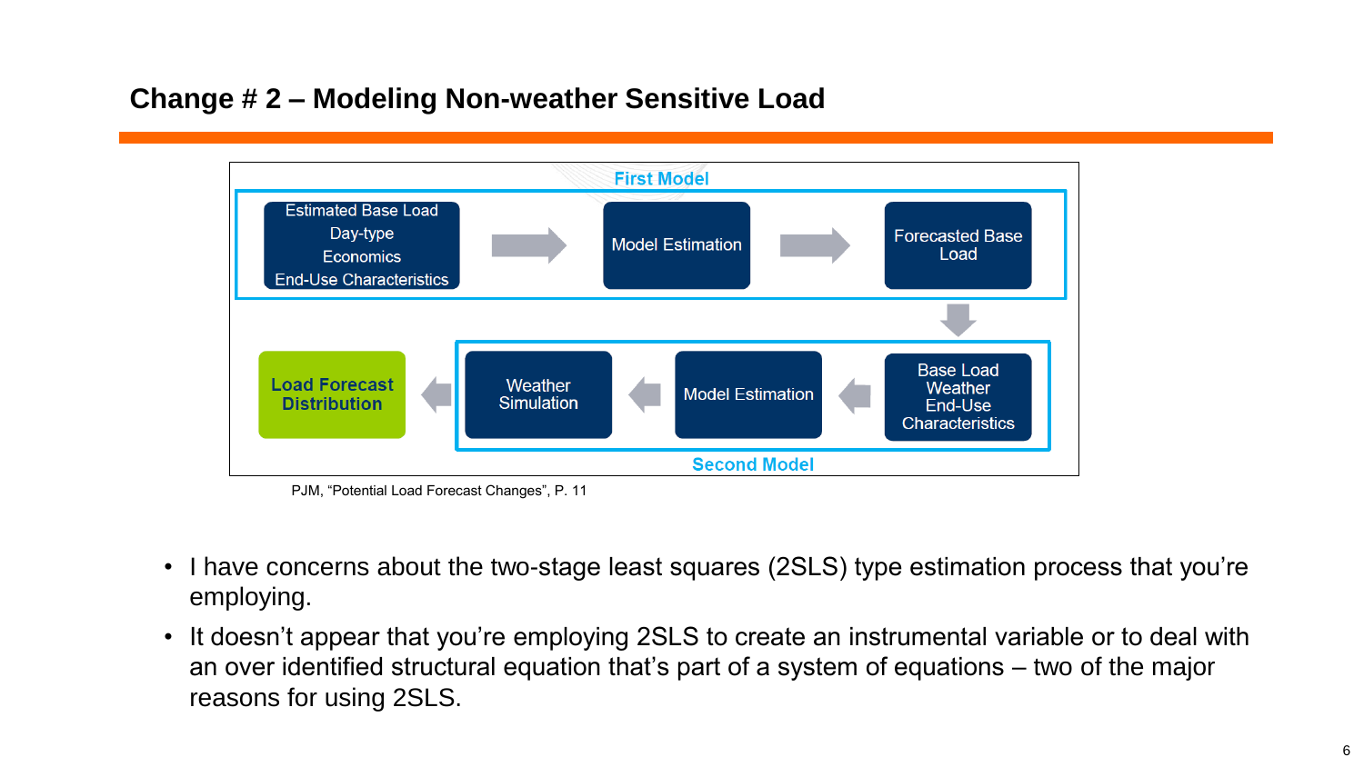## Change # 2 – Modeling Non-weather Sensitive Load

**First Model**

Estimated Base Load / Day-type / Economics / End-Use Characteristics → Model Estimation → Forecasted Base Load

↓

**Second Model**

Base Load / Weather / End-Use Characteristics → Model Estimation → Weather Simulation → **Load Forecast Distribution**

PJM, "Potential Load Forecast Changes", P. 11

- I have concerns about the two-stage least squares (2SLS) type estimation process that you're employing.
- It doesn't appear that you're employing 2SLS to create an instrumental variable or to deal with an over identified structural equation that's part of a system of equations – two of the major reasons for using 2SLS.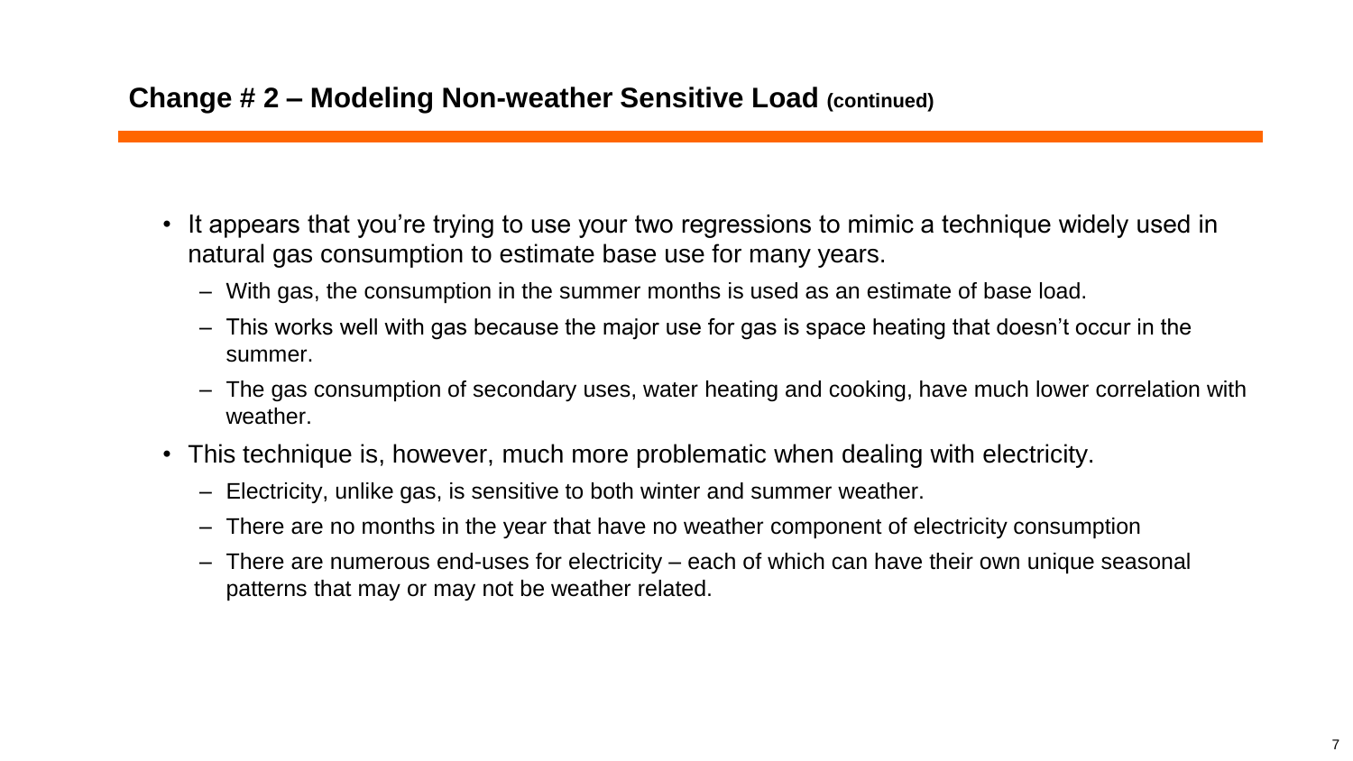## Change # 2 – Modeling Non-weather Sensitive Load (continued)

- It appears that you're trying to use your two regressions to mimic a technique widely used in natural gas consumption to estimate base use for many years.
  - With gas, the consumption in the summer months is used as an estimate of base load.
  - This works well with gas because the major use for gas is space heating that doesn't occur in the summer.
  - The gas consumption of secondary uses, water heating and cooking, have much lower correlation with weather.
- This technique is, however, much more problematic when dealing with electricity.
  - Electricity, unlike gas, is sensitive to both winter and summer weather.
  - There are no months in the year that have no weather component of electricity consumption
  - There are numerous end-uses for electricity – each of which can have their own unique seasonal patterns that may or may not be weather related.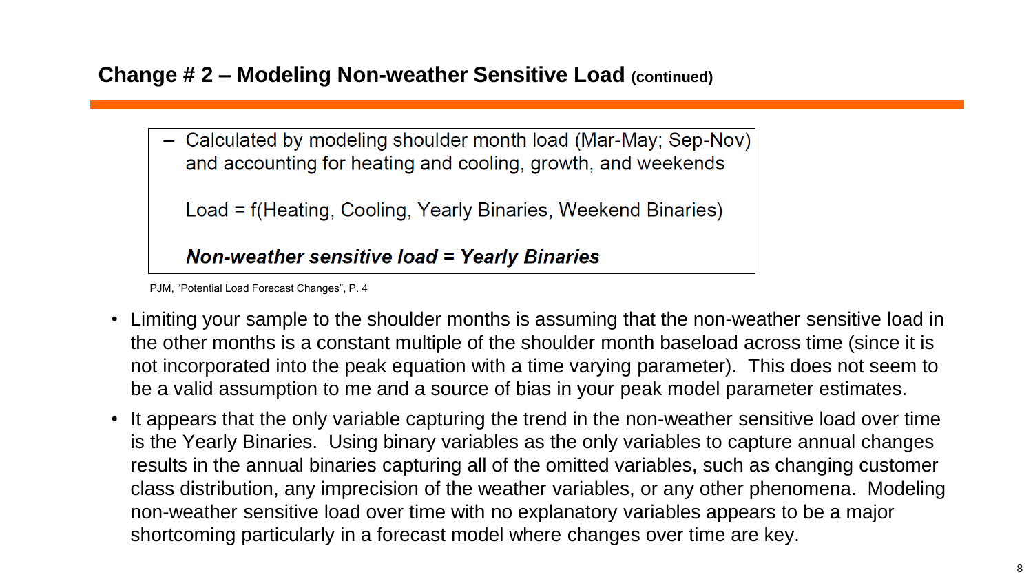## Change # 2 – Modeling Non-weather Sensitive Load (continued)

> – Calculated by modeling shoulder month load (Mar-May; Sep-Nov) and accounting for heating and cooling, growth, and weekends
>
> Load = f(Heating, Cooling, Yearly Binaries, Weekend Binaries)
>
> ***Non-weather sensitive load = Yearly Binaries***

PJM, "Potential Load Forecast Changes", P. 4

- Limiting your sample to the shoulder months is assuming that the non-weather sensitive load in the other months is a constant multiple of the shoulder month baseload across time (since it is not incorporated into the peak equation with a time varying parameter). This does not seem to be a valid assumption to me and a source of bias in your peak model parameter estimates.
- It appears that the only variable capturing the trend in the non-weather sensitive load over time is the Yearly Binaries. Using binary variables as the only variables to capture annual changes results in the annual binaries capturing all of the omitted variables, such as changing customer class distribution, any imprecision of the weather variables, or any other phenomena. Modeling non-weather sensitive load over time with no explanatory variables appears to be a major shortcoming particularly in a forecast model where changes over time are key.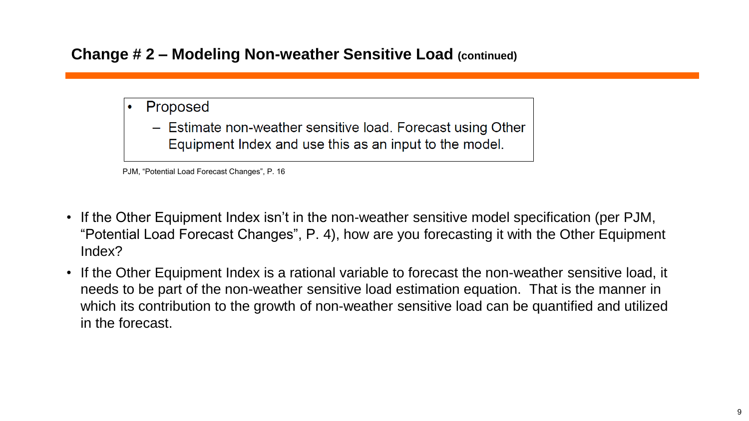## Change # 2 – Modeling Non-weather Sensitive Load (continued)

> - Proposed
>   - Estimate non-weather sensitive load. Forecast using Other Equipment Index and use this as an input to the model.

PJM, "Potential Load Forecast Changes", P. 16

- If the Other Equipment Index isn't in the non-weather sensitive model specification (per PJM, "Potential Load Forecast Changes", P. 4), how are you forecasting it with the Other Equipment Index?
- If the Other Equipment Index is a rational variable to forecast the non-weather sensitive load, it needs to be part of the non-weather sensitive load estimation equation. That is the manner in which its contribution to the growth of non-weather sensitive load can be quantified and utilized in the forecast.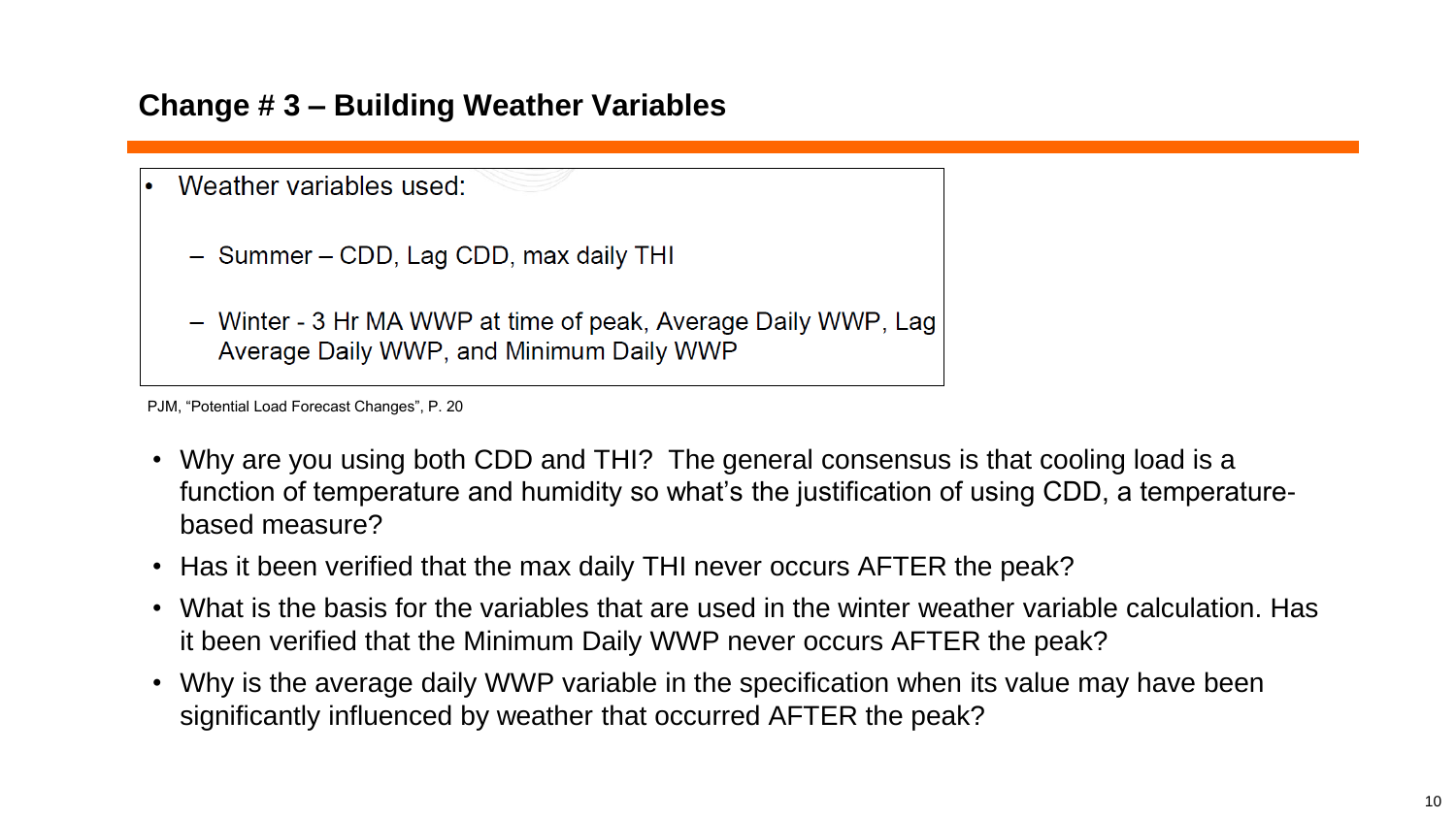## Change # 3 – Building Weather Variables

- Weather variables used:
  - Summer – CDD, Lag CDD, max daily THI
  - Winter - 3 Hr MA WWP at time of peak, Average Daily WWP, Lag Average Daily WWP, and Minimum Daily WWP

PJM, “Potential Load Forecast Changes”, P. 20

- Why are you using both CDD and THI? The general consensus is that cooling load is a function of temperature and humidity so what’s the justification of using CDD, a temperature-based measure?
- Has it been verified that the max daily THI never occurs AFTER the peak?
- What is the basis for the variables that are used in the winter weather variable calculation. Has it been verified that the Minimum Daily WWP never occurs AFTER the peak?
- Why is the average daily WWP variable in the specification when its value may have been significantly influenced by weather that occurred AFTER the peak?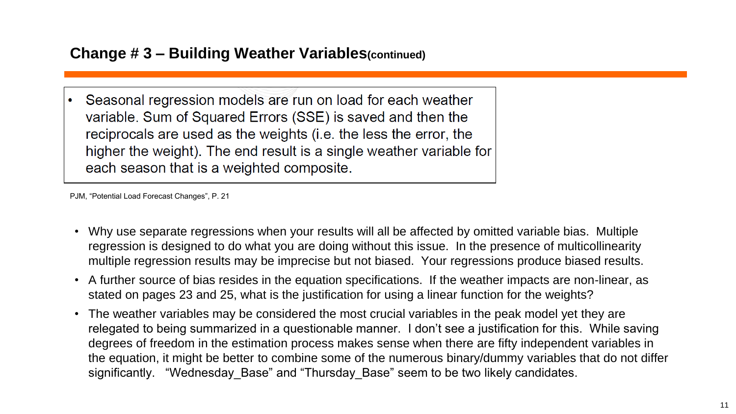## Change # 3 – Building Weather Variables (continued)

> • Seasonal regression models are run on load for each weather variable. Sum of Squared Errors (SSE) is saved and then the reciprocals are used as the weights (i.e. the less the error, the higher the weight). The end result is a single weather variable for each season that is a weighted composite.

PJM, "Potential Load Forecast Changes", P. 21

- Why use separate regressions when your results will all be affected by omitted variable bias. Multiple regression is designed to do what you are doing without this issue. In the presence of multicollinearity multiple regression results may be imprecise but not biased. Your regressions produce biased results.
- A further source of bias resides in the equation specifications. If the weather impacts are non-linear, as stated on pages 23 and 25, what is the justification for using a linear function for the weights?
- The weather variables may be considered the most crucial variables in the peak model yet they are relegated to being summarized in a questionable manner. I don't see a justification for this. While saving degrees of freedom in the estimation process makes sense when there are fifty independent variables in the equation, it might be better to combine some of the numerous binary/dummy variables that do not differ significantly. "Wednesday_Base" and "Thursday_Base" seem to be two likely candidates.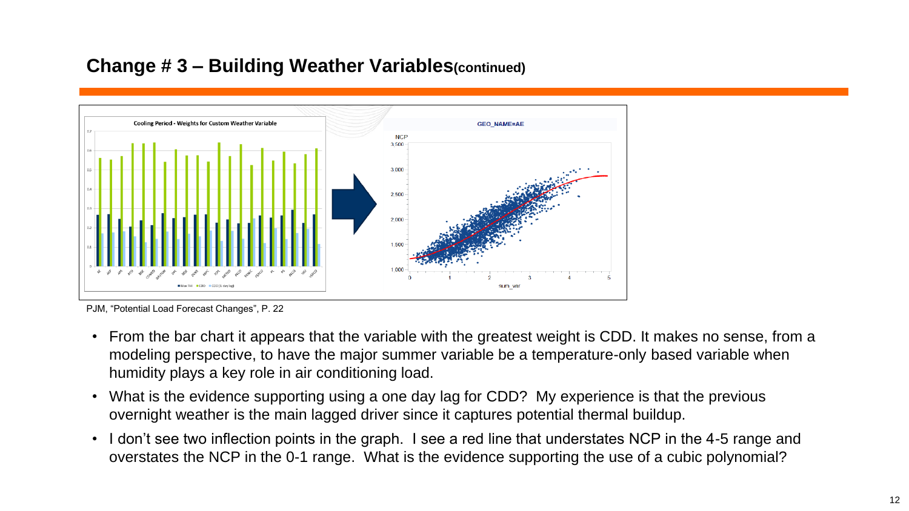## Change # 3 – Building Weather Variables (continued)

PJM, "Potential Load Forecast Changes", P. 22

- From the bar chart it appears that the variable with the greatest weight is CDD. It makes no sense, from a modeling perspective, to have the major summer variable be a temperature-only based variable when humidity plays a key role in air conditioning load.
- What is the evidence supporting using a one day lag for CDD? My experience is that the previous overnight weather is the main lagged driver since it captures potential thermal buildup.
- I don't see two inflection points in the graph. I see a red line that understates NCP in the 4-5 range and overstates the NCP in the 0-1 range. What is the evidence supporting the use of a cubic polynomial?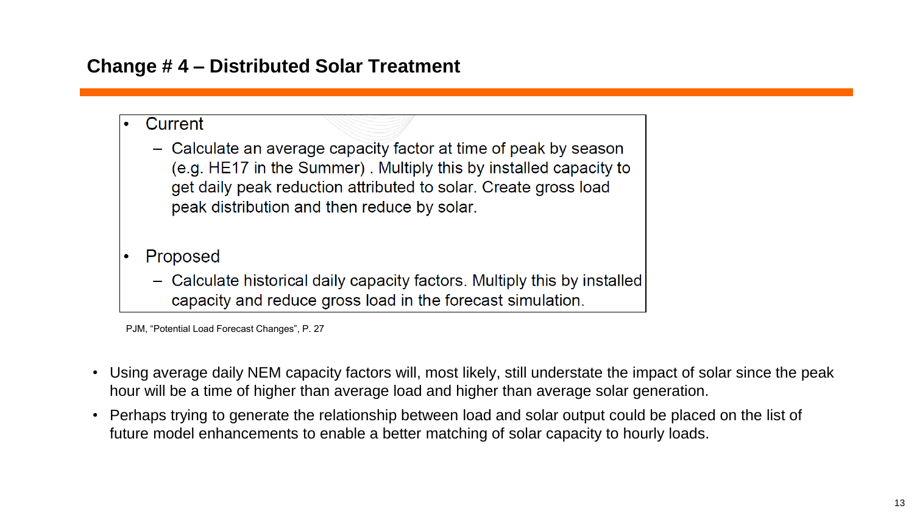## Change # 4 – Distributed Solar Treatment

- Current
  - Calculate an average capacity factor at time of peak by season (e.g. HE17 in the Summer) . Multiply this by installed capacity to get daily peak reduction attributed to solar. Create gross load peak distribution and then reduce by solar.
- Proposed
  - Calculate historical daily capacity factors. Multiply this by installed capacity and reduce gross load in the forecast simulation.

PJM, "Potential Load Forecast Changes", P. 27

- Using average daily NEM capacity factors will, most likely, still understate the impact of solar since the peak hour will be a time of higher than average load and higher than average solar generation.
- Perhaps trying to generate the relationship between load and solar output could be placed on the list of future model enhancements to enable a better matching of solar capacity to hourly loads.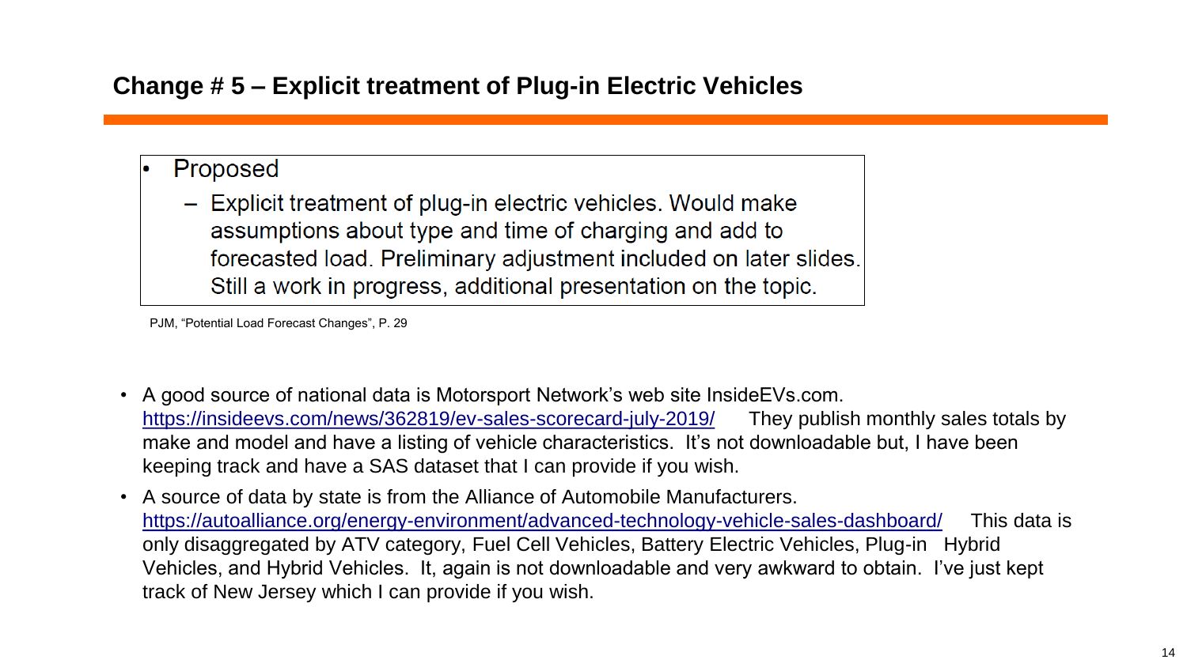## Change # 5 – Explicit treatment of Plug-in Electric Vehicles

- Proposed
  - Explicit treatment of plug-in electric vehicles. Would make assumptions about type and time of charging and add to forecasted load. Preliminary adjustment included on later slides. Still a work in progress, additional presentation on the topic.

PJM, "Potential Load Forecast Changes", P. 29

- A good source of national data is Motorsport Network's web site InsideEVs.com. [https://insideevs.com/news/362819/ev-sales-scorecard-july-2019/](https://insideevs.com/news/362819/ev-sales-scorecard-july-2019/) They publish monthly sales totals by make and model and have a listing of vehicle characteristics. It's not downloadable but, I have been keeping track and have a SAS dataset that I can provide if you wish.
- A source of data by state is from the Alliance of Automobile Manufacturers. [https://autoalliance.org/energy-environment/advanced-technology-vehicle-sales-dashboard/](https://autoalliance.org/energy-environment/advanced-technology-vehicle-sales-dashboard/) This data is only disaggregated by ATV category, Fuel Cell Vehicles, Battery Electric Vehicles, Plug-in Hybrid Vehicles, and Hybrid Vehicles. It, again is not downloadable and very awkward to obtain. I've just kept track of New Jersey which I can provide if you wish.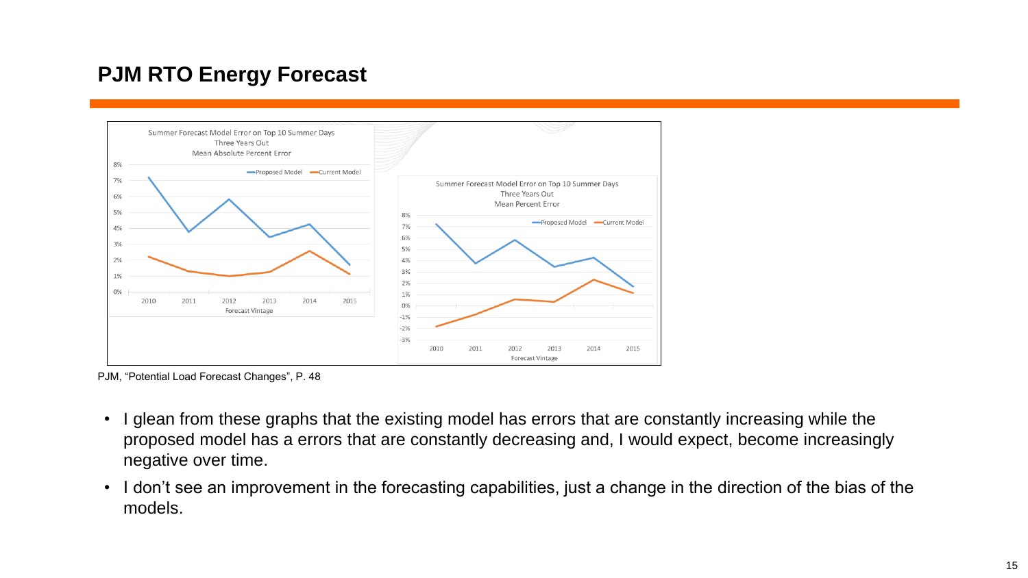# PJM RTO Energy Forecast

Summer Forecast Model Error on Top 10 Summer Days
Three Years Out
Mean Absolute Percent Error

Summer Forecast Model Error on Top 10 Summer Days
Three Years Out
Mean Percent Error

PJM, "Potential Load Forecast Changes", P. 48

- I glean from these graphs that the existing model has errors that are constantly increasing while the proposed model has a errors that are constantly decreasing and, I would expect, become increasingly negative over time.
- I don't see an improvement in the forecasting capabilities, just a change in the direction of the bias of the models.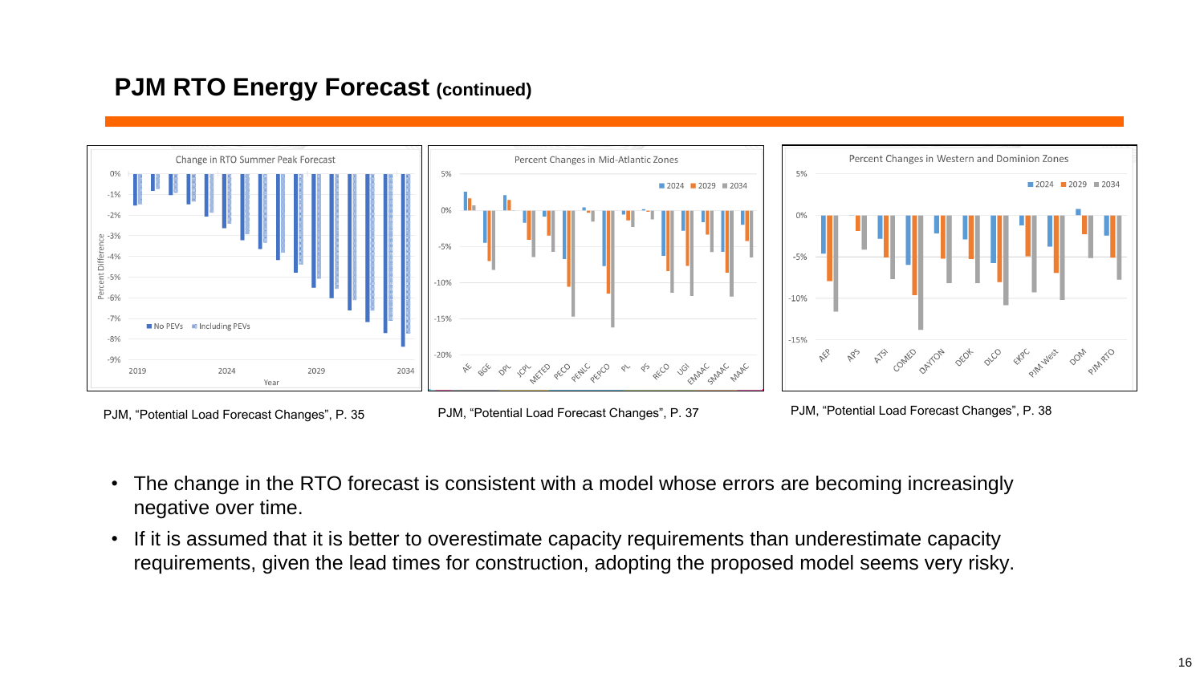# PJM RTO Energy Forecast (continued)

Change in RTO Summer Peak Forecast

0%
-1%
-2%
-3%
-4%
-5%
-6%
-7%
-8%
-9%

Percent Difference

2019
2024
2029
2034

Year

No PEVs
Including PEVs

PJM, "Potential Load Forecast Changes", P. 35

Percent Changes in Mid-Atlantic Zones

5%
0%
-5%
-10%
-15%
-20%

2024
2029
2034

AE
BGE
DPL
JCPL
METED
PECO
PENLC
PEPCO
PL
PS
RECO
UGI
EMAAC
SMAAC
MAAC

PJM, "Potential Load Forecast Changes", P. 37

Percent Changes in Western and Dominion Zones

5%
0%
-5%
-10%
-15%

2024
2029
2034

AEP
APS
ATSI
COMED
DAYTON
DEOK
DLCO
EKPC
PJM West
DOM
PJM RTO

PJM, "Potential Load Forecast Changes", P. 38

- The change in the RTO forecast is consistent with a model whose errors are becoming increasingly negative over time.
- If it is assumed that it is better to overestimate capacity requirements than underestimate capacity requirements, given the lead times for construction, adopting the proposed model seems very risky.